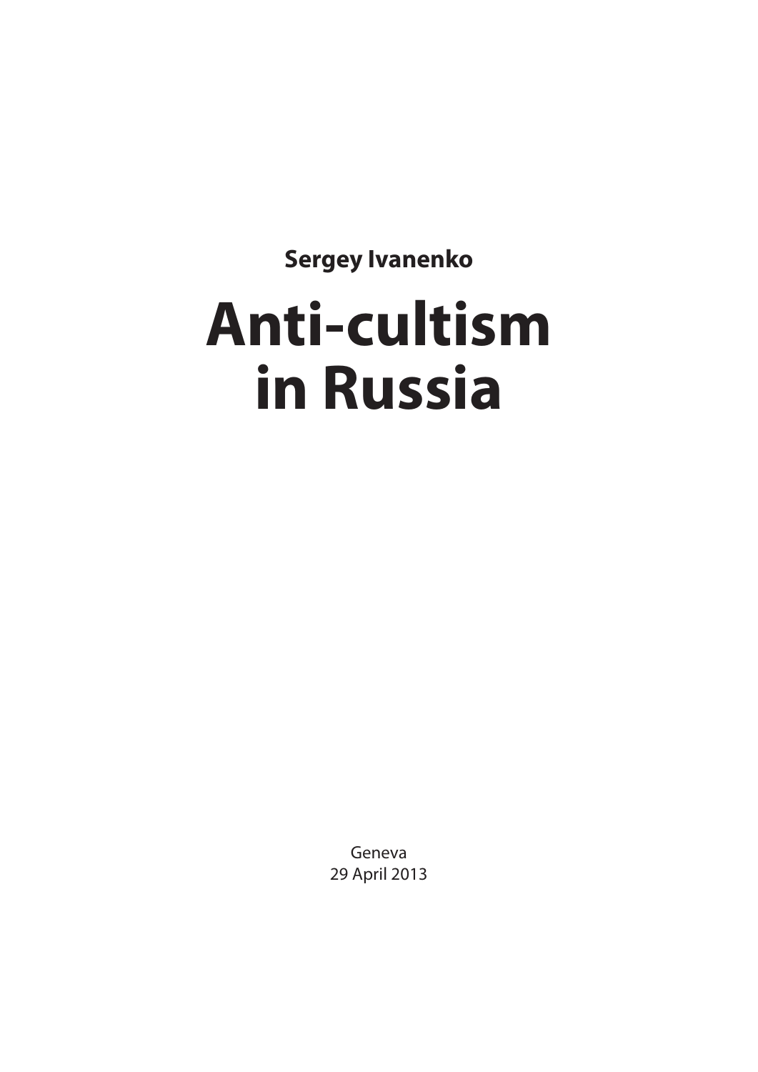**Sergey Ivanenko**

# Anti-cultism in Russia

Geneva
29 April 2013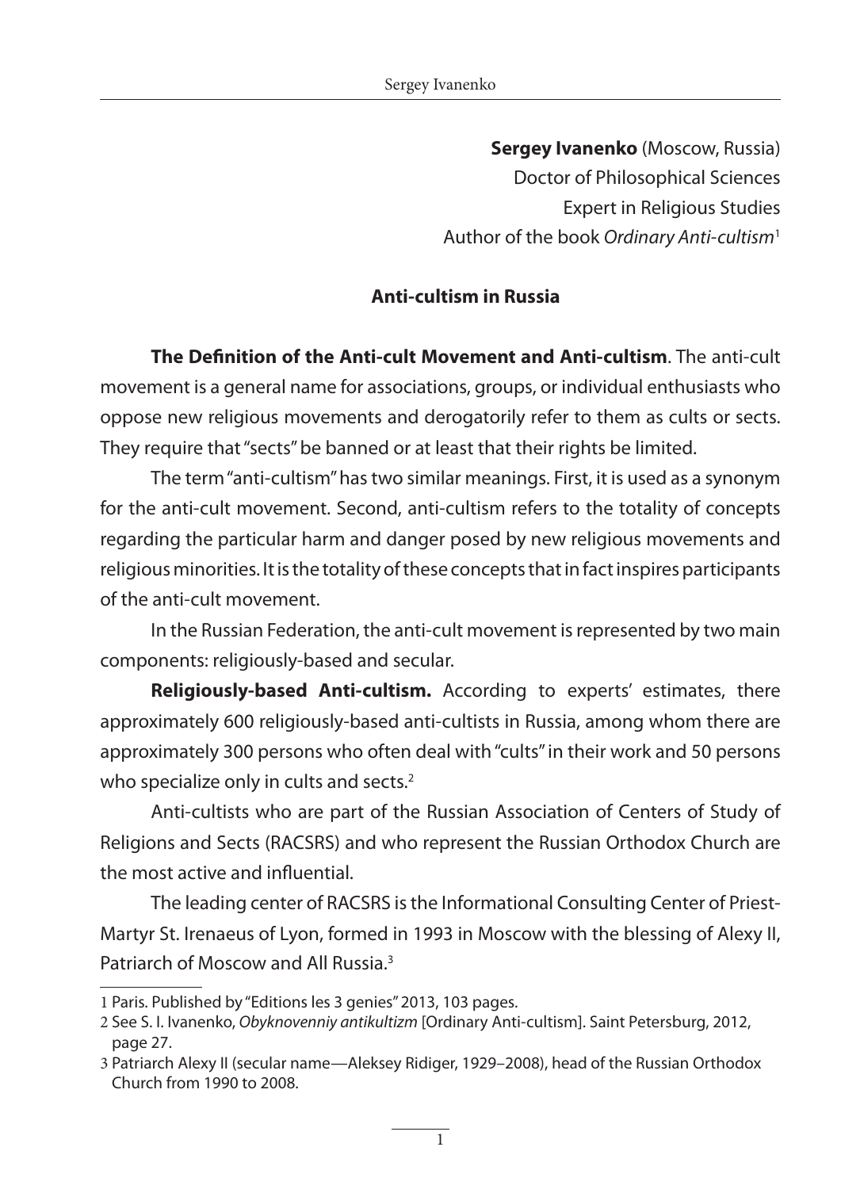**Sergey Ivanenko** (Moscow, Russia)
Doctor of Philosophical Sciences
Expert in Religious Studies
Author of the book *Ordinary Anti-cultism*[1]

## Anti-cultism in Russia

**The Definition of the Anti-cult Movement and Anti-cultism**. The anti-cult movement is a general name for associations, groups, or individual enthusiasts who oppose new religious movements and derogatorily refer to them as cults or sects. They require that "sects" be banned or at least that their rights be limited.

The term "anti-cultism" has two similar meanings. First, it is used as a synonym for the anti-cult movement. Second, anti-cultism refers to the totality of concepts regarding the particular harm and danger posed by new religious movements and religious minorities. It is the totality of these concepts that in fact inspires participants of the anti-cult movement.

In the Russian Federation, the anti-cult movement is represented by two main components: religiously-based and secular.

**Religiously-based Anti-cultism.** According to experts' estimates, there approximately 600 religiously-based anti-cultists in Russia, among whom there are approximately 300 persons who often deal with "cults" in their work and 50 persons who specialize only in cults and sects.[2]

Anti-cultists who are part of the Russian Association of Centers of Study of Religions and Sects (RACSRS) and who represent the Russian Orthodox Church are the most active and influential.

The leading center of RACSRS is the Informational Consulting Center of Priest-Martyr St. Irenaeus of Lyon, formed in 1993 in Moscow with the blessing of Alexy II, Patriarch of Moscow and All Russia.[3]

---

1 Paris. Published by "Editions les 3 genies" 2013, 103 pages.

2 See S. I. Ivanenko, *Obyknovenniy antikultizm* [Ordinary Anti-cultism]. Saint Petersburg, 2012, page 27.

3 Patriarch Alexy II (secular name—Aleksey Ridiger, 1929–2008), head of the Russian Orthodox Church from 1990 to 2008.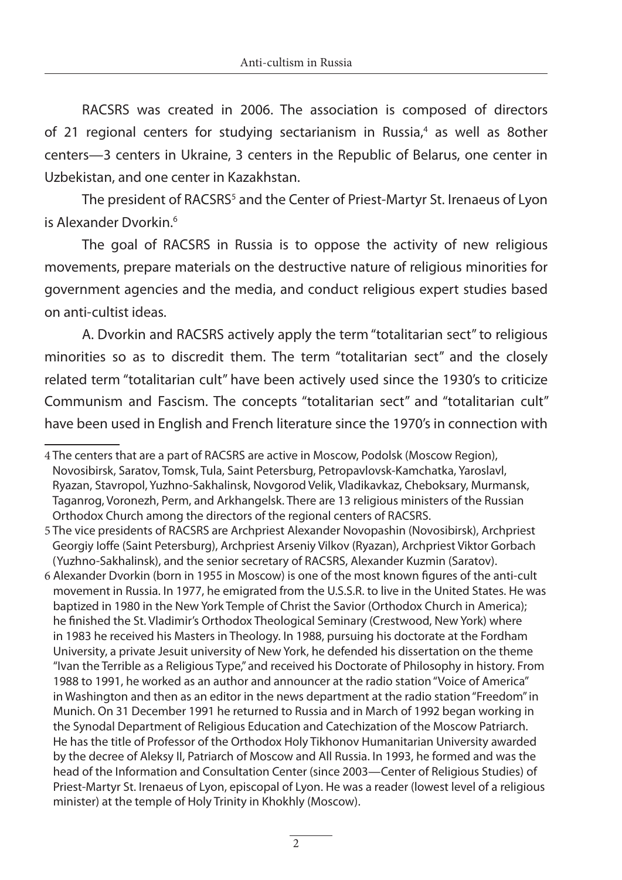RACSRS was created in 2006. The association is composed of directors of 21 regional centers for studying sectarianism in Russia,[4] as well as 8other centers—3 centers in Ukraine, 3 centers in the Republic of Belarus, one center in Uzbekistan, and one center in Kazakhstan.

The president of RACSRS[5] and the Center of Priest-Martyr St. Irenaeus of Lyon is Alexander Dvorkin.[6]

The goal of RACSRS in Russia is to oppose the activity of new religious movements, prepare materials on the destructive nature of religious minorities for government agencies and the media, and conduct religious expert studies based on anti-cultist ideas.

A. Dvorkin and RACSRS actively apply the term "totalitarian sect" to religious minorities so as to discredit them. The term "totalitarian sect" and the closely related term "totalitarian cult" have been actively used since the 1930's to criticize Communism and Fascism. The concepts "totalitarian sect" and "totalitarian cult" have been used in English and French literature since the 1970's in connection with

---

4 The centers that are a part of RACSRS are active in Moscow, Podolsk (Moscow Region), Novosibirsk, Saratov, Tomsk, Tula, Saint Petersburg, Petropavlovsk-Kamchatka, Yaroslavl, Ryazan, Stavropol, Yuzhno-Sakhalinsk, Novgorod Velik, Vladikavkaz, Cheboksary, Murmansk, Taganrog, Voronezh, Perm, and Arkhangelsk. There are 13 religious ministers of the Russian Orthodox Church among the directors of the regional centers of RACSRS.

5 The vice presidents of RACSRS are Archpriest Alexander Novopashin (Novosibirsk), Archpriest Georgiy Ioffe (Saint Petersburg), Archpriest Arseniy Vilkov (Ryazan), Archpriest Viktor Gorbach (Yuzhno-Sakhalinsk), and the senior secretary of RACSRS, Alexander Kuzmin (Saratov).

6 Alexander Dvorkin (born in 1955 in Moscow) is one of the most known figures of the anti-cult movement in Russia. In 1977, he emigrated from the U.S.S.R. to live in the United States. He was baptized in 1980 in the New York Temple of Christ the Savior (Orthodox Church in America); he finished the St. Vladimir's Orthodox Theological Seminary (Crestwood, New York) where in 1983 he received his Masters in Theology. In 1988, pursuing his doctorate at the Fordham University, a private Jesuit university of New York, he defended his dissertation on the theme "Ivan the Terrible as a Religious Type," and received his Doctorate of Philosophy in history. From 1988 to 1991, he worked as an author and announcer at the radio station "Voice of America" in Washington and then as an editor in the news department at the radio station "Freedom" in Munich. On 31 December 1991 he returned to Russia and in March of 1992 began working in the Synodal Department of Religious Education and Catechization of the Moscow Patriarch. He has the title of Professor of the Orthodox Holy Tikhonov Humanitarian University awarded by the decree of Aleksy II, Patriarch of Moscow and All Russia. In 1993, he formed and was the head of the Information and Consultation Center (since 2003—Center of Religious Studies) of Priest-Martyr St. Irenaeus of Lyon, episcopal of Lyon. He was a reader (lowest level of a religious minister) at the temple of Holy Trinity in Khokhly (Moscow).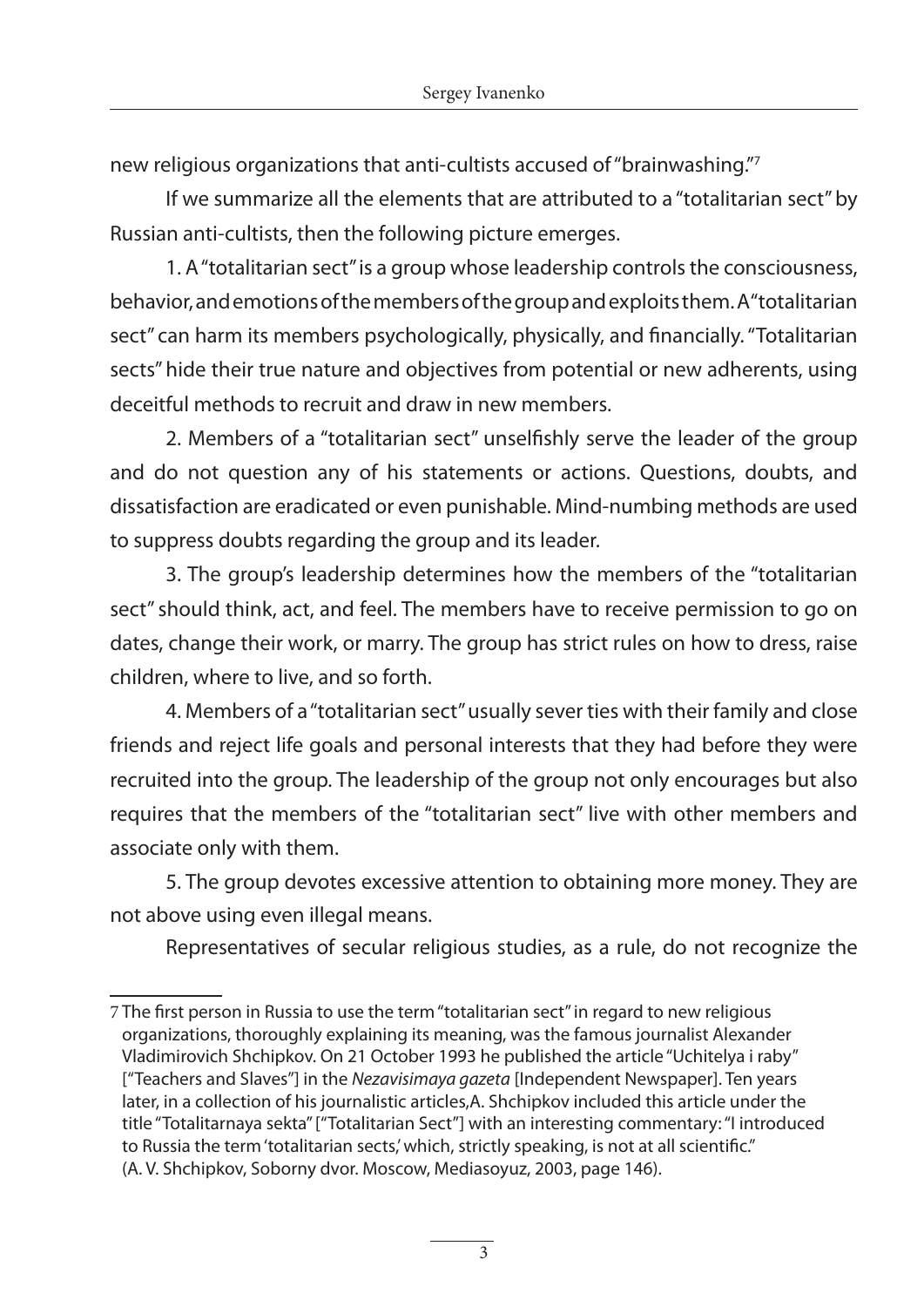new religious organizations that anti-cultists accused of "brainwashing."[7]

If we summarize all the elements that are attributed to a "totalitarian sect" by Russian anti-cultists, then the following picture emerges.

1. A "totalitarian sect" is a group whose leadership controls the consciousness, behavior, and emotions of the members of the group and exploits them. A "totalitarian sect" can harm its members psychologically, physically, and financially. "Totalitarian sects" hide their true nature and objectives from potential or new adherents, using deceitful methods to recruit and draw in new members.

2. Members of a "totalitarian sect" unselfishly serve the leader of the group and do not question any of his statements or actions. Questions, doubts, and dissatisfaction are eradicated or even punishable. Mind-numbing methods are used to suppress doubts regarding the group and its leader.

3. The group's leadership determines how the members of the "totalitarian sect" should think, act, and feel. The members have to receive permission to go on dates, change their work, or marry. The group has strict rules on how to dress, raise children, where to live, and so forth.

4. Members of a "totalitarian sect" usually sever ties with their family and close friends and reject life goals and personal interests that they had before they were recruited into the group. The leadership of the group not only encourages but also requires that the members of the "totalitarian sect" live with other members and associate only with them.

5. The group devotes excessive attention to obtaining more money. They are not above using even illegal means.

Representatives of secular religious studies, as a rule, do not recognize the

---

7 The first person in Russia to use the term "totalitarian sect" in regard to new religious organizations, thoroughly explaining its meaning, was the famous journalist Alexander Vladimirovich Shchipkov. On 21 October 1993 he published the article "Uchitelya i raby" ["Teachers and Slaves"] in the *Nezavisimaya gazeta* [Independent Newspaper]. Ten years later, in a collection of his journalistic articles, A. Shchipkov included this article under the title "Totalitarnaya sekta" ["Totalitarian Sect"] with an interesting commentary: "I introduced to Russia the term 'totalitarian sects,' which, strictly speaking, is not at all scientific." (A. V. Shchipkov, Soborny dvor. Moscow, Mediasoyuz, 2003, page 146).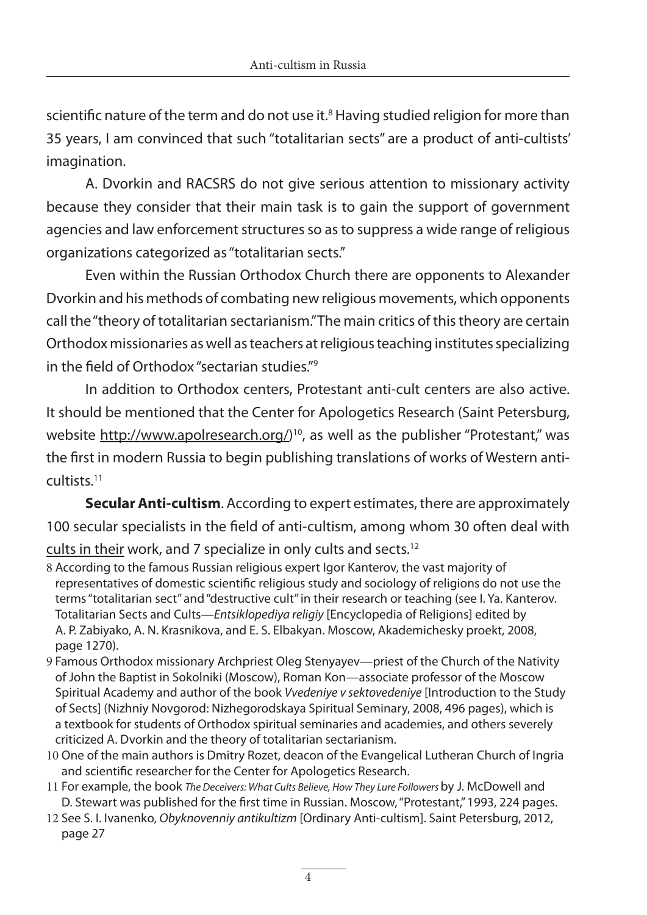scientific nature of the term and do not use it.[8] Having studied religion for more than 35 years, I am convinced that such "totalitarian sects" are a product of anti-cultists' imagination.

A. Dvorkin and RACSRS do not give serious attention to missionary activity because they consider that their main task is to gain the support of government agencies and law enforcement structures so as to suppress a wide range of religious organizations categorized as "totalitarian sects."

Even within the Russian Orthodox Church there are opponents to Alexander Dvorkin and his methods of combating new religious movements, which opponents call the "theory of totalitarian sectarianism." The main critics of this theory are certain Orthodox missionaries as well as teachers at religious teaching institutes specializing in the field of Orthodox "sectarian studies."[9]

In addition to Orthodox centers, Protestant anti-cult centers are also active. It should be mentioned that the Center for Apologetics Research (Saint Petersburg, website http://www.apolresearch.org/)[10], as well as the publisher "Protestant," was the first in modern Russia to begin publishing translations of works of Western anti-cultists.[11]

**Secular Anti-cultism**. According to expert estimates, there are approximately 100 secular specialists in the field of anti-cultism, among whom 30 often deal with cults in their work, and 7 specialize in only cults and sects.[12]

8 According to the famous Russian religious expert Igor Kanterov, the vast majority of representatives of domestic scientific religious study and sociology of religions do not use the terms "totalitarian sect" and "destructive cult" in their research or teaching (see I. Ya. Kanterov. Totalitarian Sects and Cults—*Entsiklopediya religiy* [Encyclopedia of Religions] edited by A. P. Zabiyako, A. N. Krasnikova, and E. S. Elbakyan. Moscow, Akademichesky proekt, 2008, page 1270).

9 Famous Orthodox missionary Archpriest Oleg Stenyayev—priest of the Church of the Nativity of John the Baptist in Sokolniki (Moscow), Roman Kon—associate professor of the Moscow Spiritual Academy and author of the book *Vvedeniye v sektovedeniye* [Introduction to the Study of Sects] (Nizhniy Novgorod: Nizhegorodskaya Spiritual Seminary, 2008, 496 pages), which is a textbook for students of Orthodox spiritual seminaries and academies, and others severely criticized A. Dvorkin and the theory of totalitarian sectarianism.

10 One of the main authors is Dmitry Rozet, deacon of the Evangelical Lutheran Church of Ingria and scientific researcher for the Center for Apologetics Research.

11 For example, the book *The Deceivers: What Cults Believe, How They Lure Followers* by J. McDowell and D. Stewart was published for the first time in Russian. Moscow, "Protestant," 1993, 224 pages.

12 See S. I. Ivanenko, *Obyknovenniy antikultizm* [Ordinary Anti-cultism]. Saint Petersburg, 2012, page 27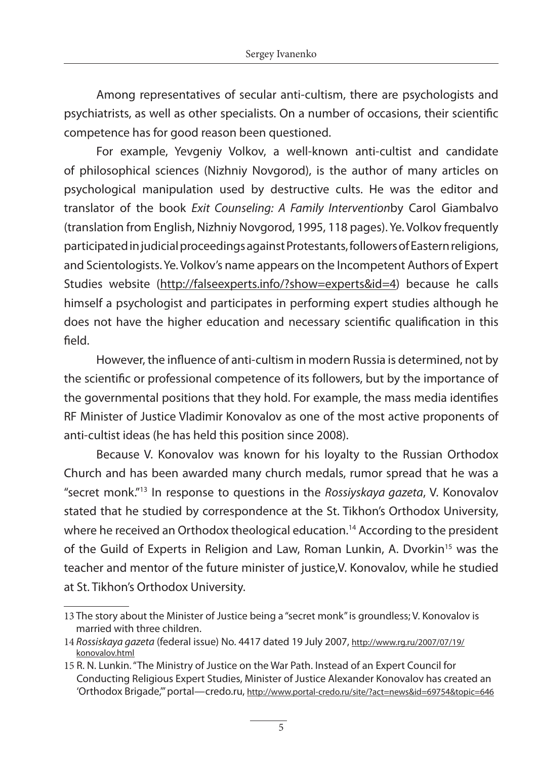Among representatives of secular anti-cultism, there are psychologists and psychiatrists, as well as other specialists. On a number of occasions, their scientific competence has for good reason been questioned.

For example, Yevgeniy Volkov, a well-known anti-cultist and candidate of philosophical sciences (Nizhniy Novgorod), is the author of many articles on psychological manipulation used by destructive cults. He was the editor and translator of the book *Exit Counseling: A Family Intervention*by Carol Giambalvo (translation from English, Nizhniy Novgorod, 1995, 118 pages). Ye. Volkov frequently participated in judicial proceedings against Protestants, followers of Eastern religions, and Scientologists. Ye. Volkov's name appears on the Incompetent Authors of Expert Studies website (http://falseexperts.info/?show=experts&id=4) because he calls himself a psychologist and participates in performing expert studies although he does not have the higher education and necessary scientific qualification in this field.

However, the influence of anti-cultism in modern Russia is determined, not by the scientific or professional competence of its followers, but by the importance of the governmental positions that they hold. For example, the mass media identifies RF Minister of Justice Vladimir Konovalov as one of the most active proponents of anti-cultist ideas (he has held this position since 2008).

Because V. Konovalov was known for his loyalty to the Russian Orthodox Church and has been awarded many church medals, rumor spread that he was a "secret monk."[13] In response to questions in the *Rossiyskaya gazeta*, V. Konovalov stated that he studied by correspondence at the St. Tikhon's Orthodox University, where he received an Orthodox theological education.[14] According to the president of the Guild of Experts in Religion and Law, Roman Lunkin, A. Dvorkin[15] was the teacher and mentor of the future minister of justice,V. Konovalov, while he studied at St. Tikhon's Orthodox University.

---

13 The story about the Minister of Justice being a "secret monk" is groundless; V. Konovalov is married with three children.

14 *Rossiskaya gazeta* (federal issue) No. 4417 dated 19 July 2007, http://www.rg.ru/2007/07/19/konovalov.html

15 R. N. Lunkin. "The Ministry of Justice on the War Path. Instead of an Expert Council for Conducting Religious Expert Studies, Minister of Justice Alexander Konovalov has created an 'Orthodox Brigade,'" portal—credo.ru, http://www.portal-credo.ru/site/?act=news&id=69754&topic=646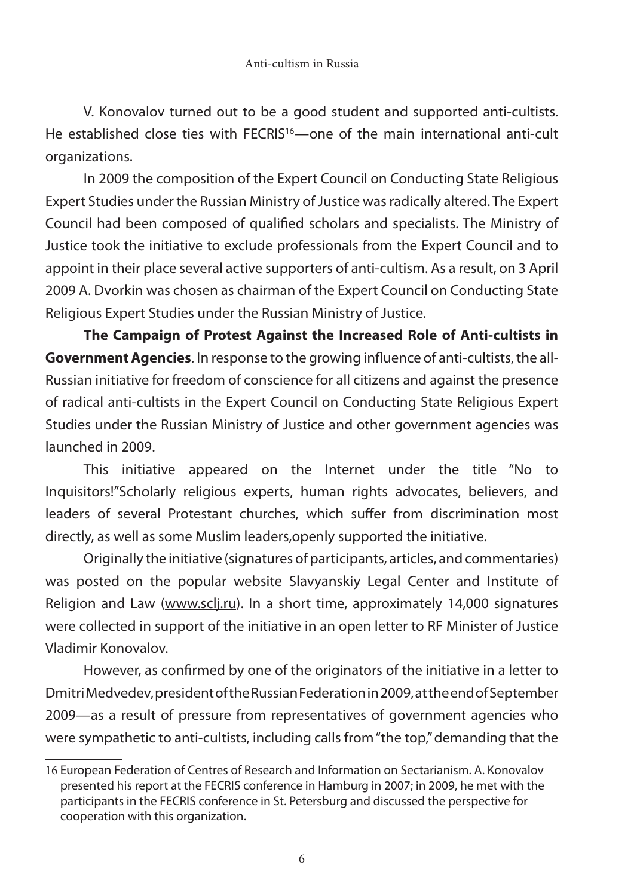V. Konovalov turned out to be a good student and supported anti-cultists. He established close ties with FECRIS[16]—one of the main international anti-cult organizations.

In 2009 the composition of the Expert Council on Conducting State Religious Expert Studies under the Russian Ministry of Justice was radically altered. The Expert Council had been composed of qualified scholars and specialists. The Ministry of Justice took the initiative to exclude professionals from the Expert Council and to appoint in their place several active supporters of anti-cultism. As a result, on 3 April 2009 A. Dvorkin was chosen as chairman of the Expert Council on Conducting State Religious Expert Studies under the Russian Ministry of Justice.

**The Campaign of Protest Against the Increased Role of Anti-cultists in Government Agencies**. In response to the growing influence of anti-cultists, the all-Russian initiative for freedom of conscience for all citizens and against the presence of radical anti-cultists in the Expert Council on Conducting State Religious Expert Studies under the Russian Ministry of Justice and other government agencies was launched in 2009.

This initiative appeared on the Internet under the title "No to Inquisitors!"Scholarly religious experts, human rights advocates, believers, and leaders of several Protestant churches, which suffer from discrimination most directly, as well as some Muslim leaders,openly supported the initiative.

Originally the initiative (signatures of participants, articles, and commentaries) was posted on the popular website Slavyanskiy Legal Center and Institute of Religion and Law (www.sclj.ru). In a short time, approximately 14,000 signatures were collected in support of the initiative in an open letter to RF Minister of Justice Vladimir Konovalov.

However, as confirmed by one of the originators of the initiative in a letter to Dmitri Medvedev, president of the Russian Federation in 2009, at the end of September 2009—as a result of pressure from representatives of government agencies who were sympathetic to anti-cultists, including calls from "the top," demanding that the

---

16 European Federation of Centres of Research and Information on Sectarianism. A. Konovalov presented his report at the FECRIS conference in Hamburg in 2007; in 2009, he met with the participants in the FECRIS conference in St. Petersburg and discussed the perspective for cooperation with this organization.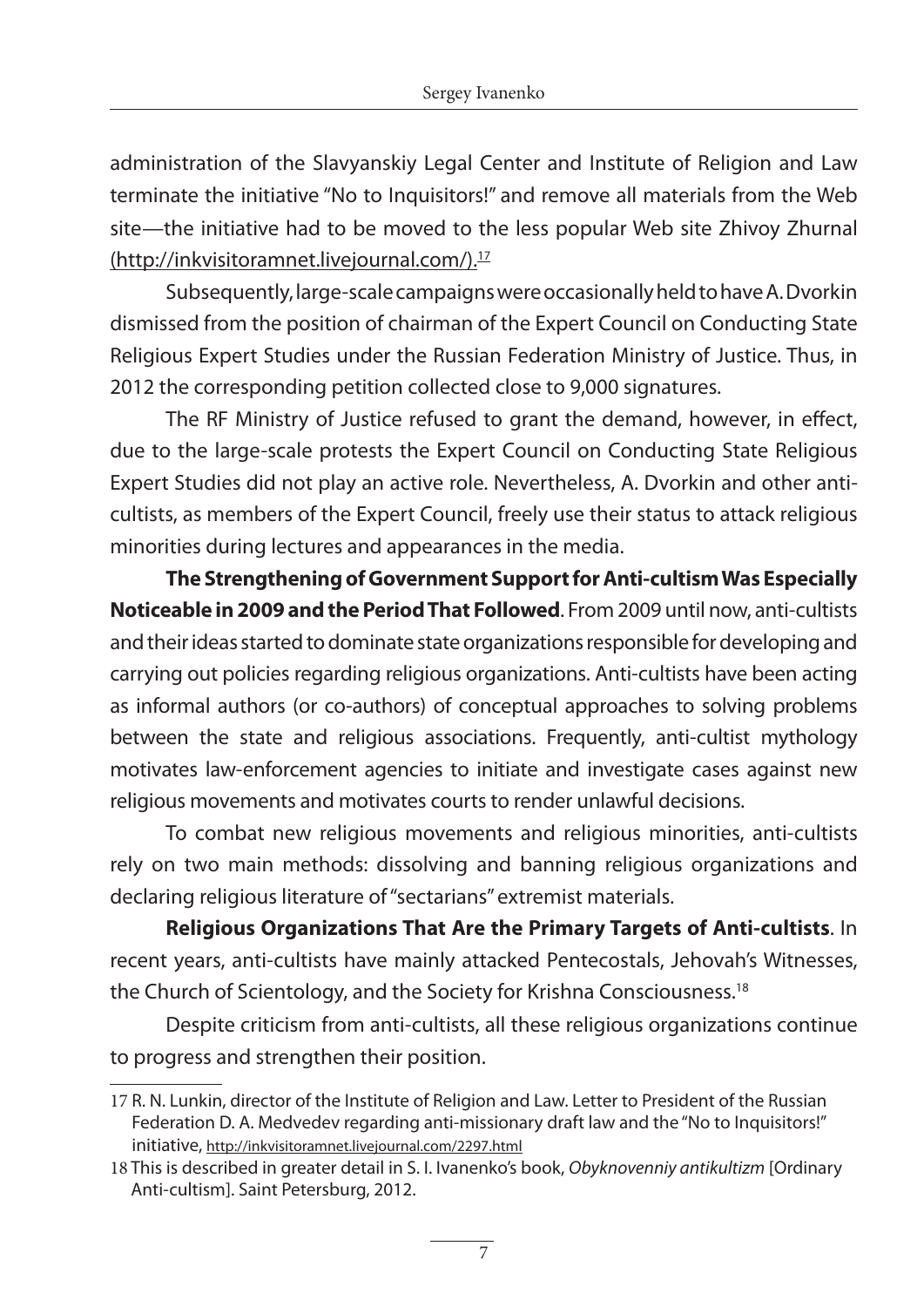administration of the Slavyanskiy Legal Center and Institute of Religion and Law terminate the initiative "No to Inquisitors!" and remove all materials from the Web site—the initiative had to be moved to the less popular Web site Zhivoy Zhurnal (http://inkvisitoramnet.livejournal.com/).[17]

Subsequently, large-scale campaigns were occasionally held to have A. Dvorkin dismissed from the position of chairman of the Expert Council on Conducting State Religious Expert Studies under the Russian Federation Ministry of Justice. Thus, in 2012 the corresponding petition collected close to 9,000 signatures.

The RF Ministry of Justice refused to grant the demand, however, in effect, due to the large-scale protests the Expert Council on Conducting State Religious Expert Studies did not play an active role. Nevertheless, A. Dvorkin and other anti-cultists, as members of the Expert Council, freely use their status to attack religious minorities during lectures and appearances in the media.

**The Strengthening of Government Support for Anti-cultism Was Especially Noticeable in 2009 and the Period That Followed**. From 2009 until now, anti-cultists and their ideas started to dominate state organizations responsible for developing and carrying out policies regarding religious organizations. Anti-cultists have been acting as informal authors (or co-authors) of conceptual approaches to solving problems between the state and religious associations. Frequently, anti-cultist mythology motivates law-enforcement agencies to initiate and investigate cases against new religious movements and motivates courts to render unlawful decisions.

To combat new religious movements and religious minorities, anti-cultists rely on two main methods: dissolving and banning religious organizations and declaring religious literature of "sectarians" extremist materials.

**Religious Organizations That Are the Primary Targets of Anti-cultists**. In recent years, anti-cultists have mainly attacked Pentecostals, Jehovah's Witnesses, the Church of Scientology, and the Society for Krishna Consciousness.[18]

Despite criticism from anti-cultists, all these religious organizations continue to progress and strengthen their position.

---

17 R. N. Lunkin, director of the Institute of Religion and Law. Letter to President of the Russian Federation D. A. Medvedev regarding anti-missionary draft law and the "No to Inquisitors!" initiative, http://inkvisitoramnet.livejournal.com/2297.html

18 This is described in greater detail in S. I. Ivanenko's book, *Obyknovenniy antikultizm* [Ordinary Anti-cultism]. Saint Petersburg, 2012.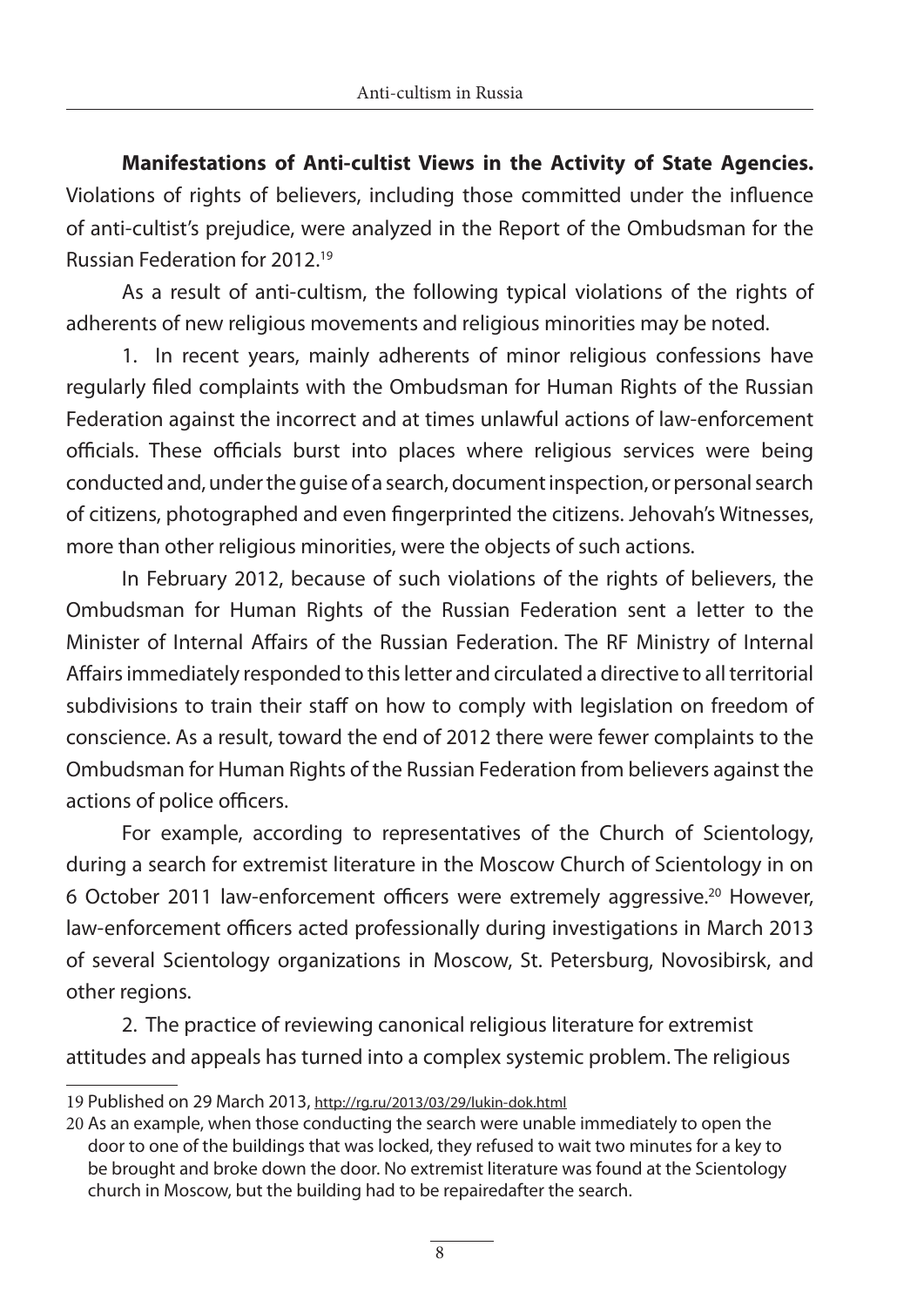**Manifestations of Anti-cultist Views in the Activity of State Agencies.** Violations of rights of believers, including those committed under the influence of anti-cultist's prejudice, were analyzed in the Report of the Ombudsman for the Russian Federation for 2012.[19]

As a result of anti-cultism, the following typical violations of the rights of adherents of new religious movements and religious minorities may be noted.

1. In recent years, mainly adherents of minor religious confessions have regularly filed complaints with the Ombudsman for Human Rights of the Russian Federation against the incorrect and at times unlawful actions of law-enforcement officials. These officials burst into places where religious services were being conducted and, under the guise of a search, document inspection, or personal search of citizens, photographed and even fingerprinted the citizens. Jehovah's Witnesses, more than other religious minorities, were the objects of such actions.

In February 2012, because of such violations of the rights of believers, the Ombudsman for Human Rights of the Russian Federation sent a letter to the Minister of Internal Affairs of the Russian Federation. The RF Ministry of Internal Affairs immediately responded to this letter and circulated a directive to all territorial subdivisions to train their staff on how to comply with legislation on freedom of conscience. As a result, toward the end of 2012 there were fewer complaints to the Ombudsman for Human Rights of the Russian Federation from believers against the actions of police officers.

For example, according to representatives of the Church of Scientology, during a search for extremist literature in the Moscow Church of Scientology in on 6 October 2011 law-enforcement officers were extremely aggressive.[20] However, law-enforcement officers acted professionally during investigations in March 2013 of several Scientology organizations in Moscow, St. Petersburg, Novosibirsk, and other regions.

2. The practice of reviewing canonical religious literature for extremist attitudes and appeals has turned into a complex systemic problem. The religious

---

19 Published on 29 March 2013, http://rg.ru/2013/03/29/lukin-dok.html

20 As an example, when those conducting the search were unable immediately to open the door to one of the buildings that was locked, they refused to wait two minutes for a key to be brought and broke down the door. No extremist literature was found at the Scientology church in Moscow, but the building had to be repairedafter the search.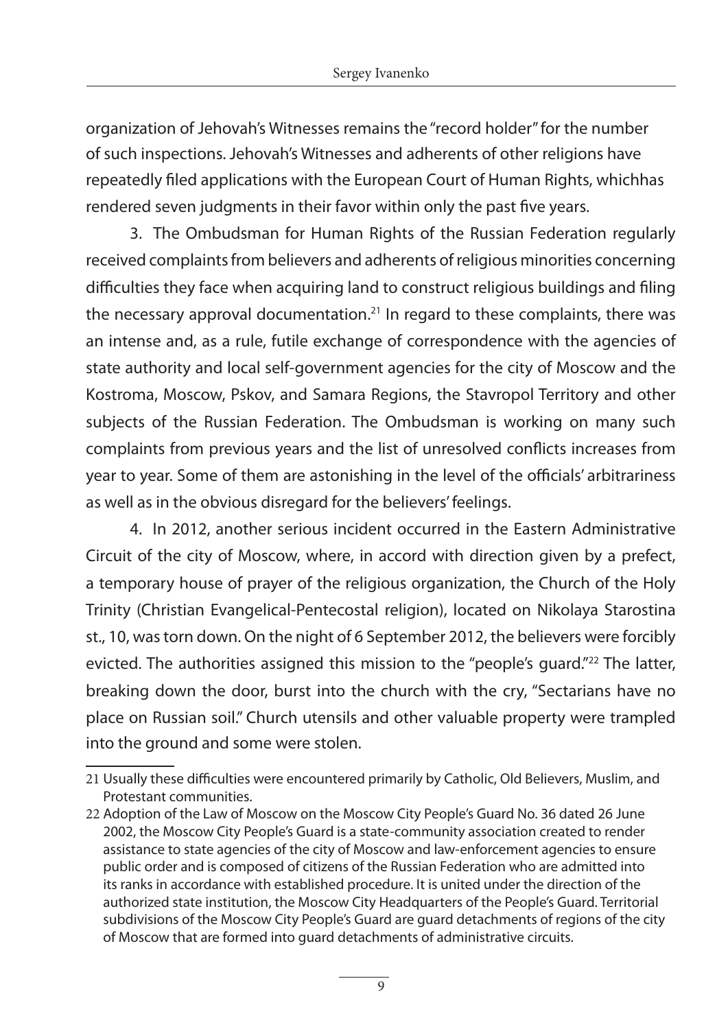organization of Jehovah's Witnesses remains the "record holder" for the number of such inspections. Jehovah's Witnesses and adherents of other religions have repeatedly filed applications with the European Court of Human Rights, whichhas rendered seven judgments in their favor within only the past five years.

3. The Ombudsman for Human Rights of the Russian Federation regularly received complaints from believers and adherents of religious minorities concerning difficulties they face when acquiring land to construct religious buildings and filing the necessary approval documentation.[21] In regard to these complaints, there was an intense and, as a rule, futile exchange of correspondence with the agencies of state authority and local self-government agencies for the city of Moscow and the Kostroma, Moscow, Pskov, and Samara Regions, the Stavropol Territory and other subjects of the Russian Federation. The Ombudsman is working on many such complaints from previous years and the list of unresolved conflicts increases from year to year. Some of them are astonishing in the level of the officials' arbitrariness as well as in the obvious disregard for the believers' feelings.

4. In 2012, another serious incident occurred in the Eastern Administrative Circuit of the city of Moscow, where, in accord with direction given by a prefect, a temporary house of prayer of the religious organization, the Church of the Holy Trinity (Christian Evangelical-Pentecostal religion), located on Nikolaya Starostina st., 10, was torn down. On the night of 6 September 2012, the believers were forcibly evicted. The authorities assigned this mission to the "people's guard."[22] The latter, breaking down the door, burst into the church with the cry, "Sectarians have no place on Russian soil." Church utensils and other valuable property were trampled into the ground and some were stolen.

---

21 Usually these difficulties were encountered primarily by Catholic, Old Believers, Muslim, and Protestant communities.

22 Adoption of the Law of Moscow on the Moscow City People's Guard No. 36 dated 26 June 2002, the Moscow City People's Guard is a state-community association created to render assistance to state agencies of the city of Moscow and law-enforcement agencies to ensure public order and is composed of citizens of the Russian Federation who are admitted into its ranks in accordance with established procedure. It is united under the direction of the authorized state institution, the Moscow City Headquarters of the People's Guard. Territorial subdivisions of the Moscow City People's Guard are guard detachments of regions of the city of Moscow that are formed into guard detachments of administrative circuits.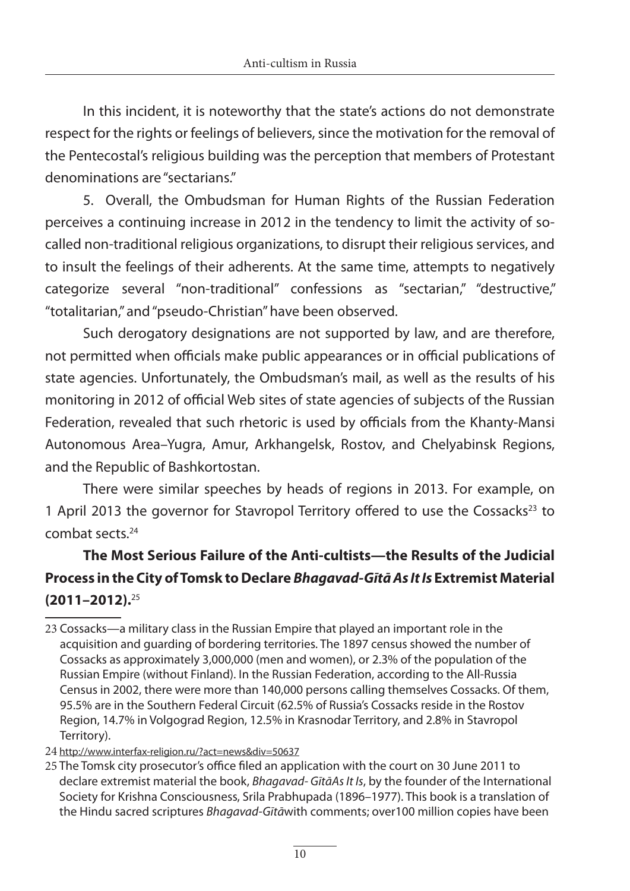In this incident, it is noteworthy that the state's actions do not demonstrate respect for the rights or feelings of believers, since the motivation for the removal of the Pentecostal's religious building was the perception that members of Protestant denominations are "sectarians."

5. Overall, the Ombudsman for Human Rights of the Russian Federation perceives a continuing increase in 2012 in the tendency to limit the activity of so-called non-traditional religious organizations, to disrupt their religious services, and to insult the feelings of their adherents. At the same time, attempts to negatively categorize several "non-traditional" confessions as "sectarian," "destructive," "totalitarian," and "pseudo-Christian" have been observed.

Such derogatory designations are not supported by law, and are therefore, not permitted when officials make public appearances or in official publications of state agencies. Unfortunately, the Ombudsman's mail, as well as the results of his monitoring in 2012 of official Web sites of state agencies of subjects of the Russian Federation, revealed that such rhetoric is used by officials from the Khanty-Mansi Autonomous Area–Yugra, Amur, Arkhangelsk, Rostov, and Chelyabinsk Regions, and the Republic of Bashkortostan.

There were similar speeches by heads of regions in 2013. For example, on 1 April 2013 the governor for Stavropol Territory offered to use the Cossacks[23] to combat sects.[24]

**The Most Serious Failure of the Anti-cultists—the Results of the Judicial Process in the City of Tomsk to Declare *Bhagavad-Gītā As It Is* Extremist Material (2011–2012).**[25]

---

23 Cossacks—a military class in the Russian Empire that played an important role in the acquisition and guarding of bordering territories. The 1897 census showed the number of Cossacks as approximately 3,000,000 (men and women), or 2.3% of the population of the Russian Empire (without Finland). In the Russian Federation, according to the All-Russia Census in 2002, there were more than 140,000 persons calling themselves Cossacks. Of them, 95.5% are in the Southern Federal Circuit (62.5% of Russia's Cossacks reside in the Rostov Region, 14.7% in Volgograd Region, 12.5% in Krasnodar Territory, and 2.8% in Stavropol Territory).

24 http://www.interfax-religion.ru/?act=news&div=50637

25 The Tomsk city prosecutor's office filed an application with the court on 30 June 2011 to declare extremist material the book, *Bhagavad- GītāAs It Is*, by the founder of the International Society for Krishna Consciousness, Srila Prabhupada (1896–1977). This book is a translation of the Hindu sacred scriptures *Bhagavad-Gītā*with comments; over100 million copies have been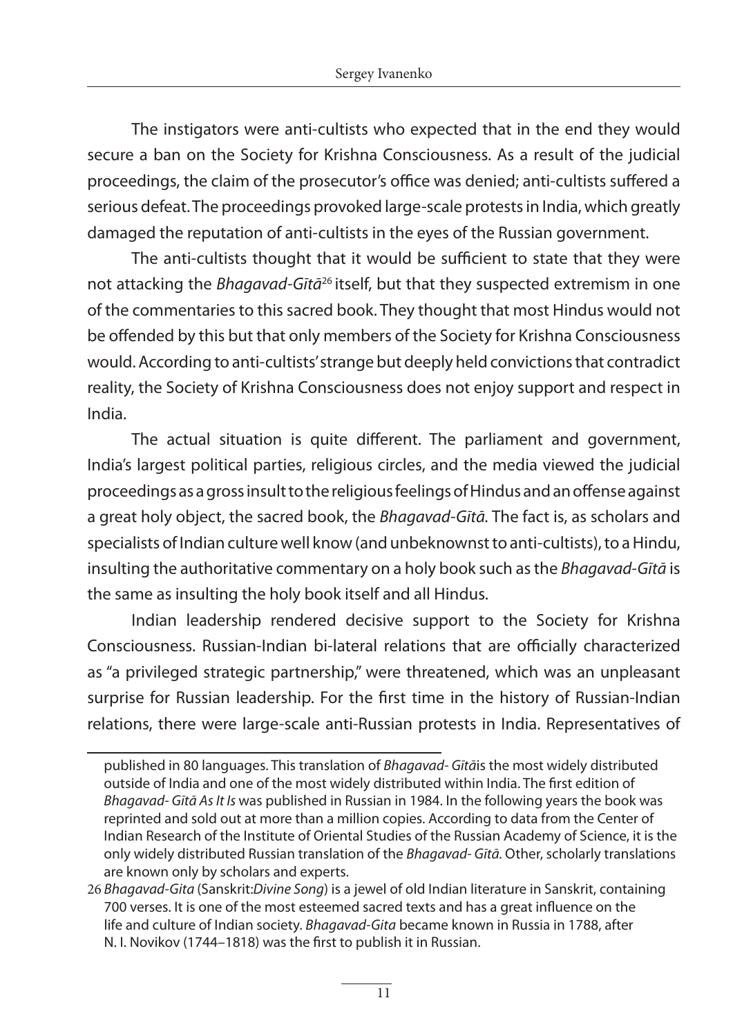The instigators were anti-cultists who expected that in the end they would secure a ban on the Society for Krishna Consciousness. As a result of the judicial proceedings, the claim of the prosecutor's office was denied; anti-cultists suffered a serious defeat. The proceedings provoked large-scale protests in India, which greatly damaged the reputation of anti-cultists in the eyes of the Russian government.

The anti-cultists thought that it would be sufficient to state that they were not attacking the *Bhagavad-Gītā*[26] itself, but that they suspected extremism in one of the commentaries to this sacred book. They thought that most Hindus would not be offended by this but that only members of the Society for Krishna Consciousness would. According to anti-cultists' strange but deeply held convictions that contradict reality, the Society of Krishna Consciousness does not enjoy support and respect in India.

The actual situation is quite different. The parliament and government, India's largest political parties, religious circles, and the media viewed the judicial proceedings as a gross insult to the religious feelings of Hindus and an offense against a great holy object, the sacred book, the *Bhagavad-Gītā*. The fact is, as scholars and specialists of Indian culture well know (and unbeknownst to anti-cultists), to a Hindu, insulting the authoritative commentary on a holy book such as the *Bhagavad-Gītā* is the same as insulting the holy book itself and all Hindus.

Indian leadership rendered decisive support to the Society for Krishna Consciousness. Russian-Indian bi-lateral relations that are officially characterized as "a privileged strategic partnership," were threatened, which was an unpleasant surprise for Russian leadership. For the first time in the history of Russian-Indian relations, there were large-scale anti-Russian protests in India. Representatives of

---

published in 80 languages. This translation of *Bhagavad- Gītā*is the most widely distributed outside of India and one of the most widely distributed within India. The first edition of *Bhagavad- Gītā As It Is* was published in Russian in 1984. In the following years the book was reprinted and sold out at more than a million copies. According to data from the Center of Indian Research of the Institute of Oriental Studies of the Russian Academy of Science, it is the only widely distributed Russian translation of the *Bhagavad- Gītā*. Other, scholarly translations are known only by scholars and experts.

26 *Bhagavad-Gita* (Sanskrit:*Divine Song*) is a jewel of old Indian literature in Sanskrit, containing 700 verses. It is one of the most esteemed sacred texts and has a great influence on the life and culture of Indian society. *Bhagavad-Gita* became known in Russia in 1788, after N. I. Novikov (1744–1818) was the first to publish it in Russian.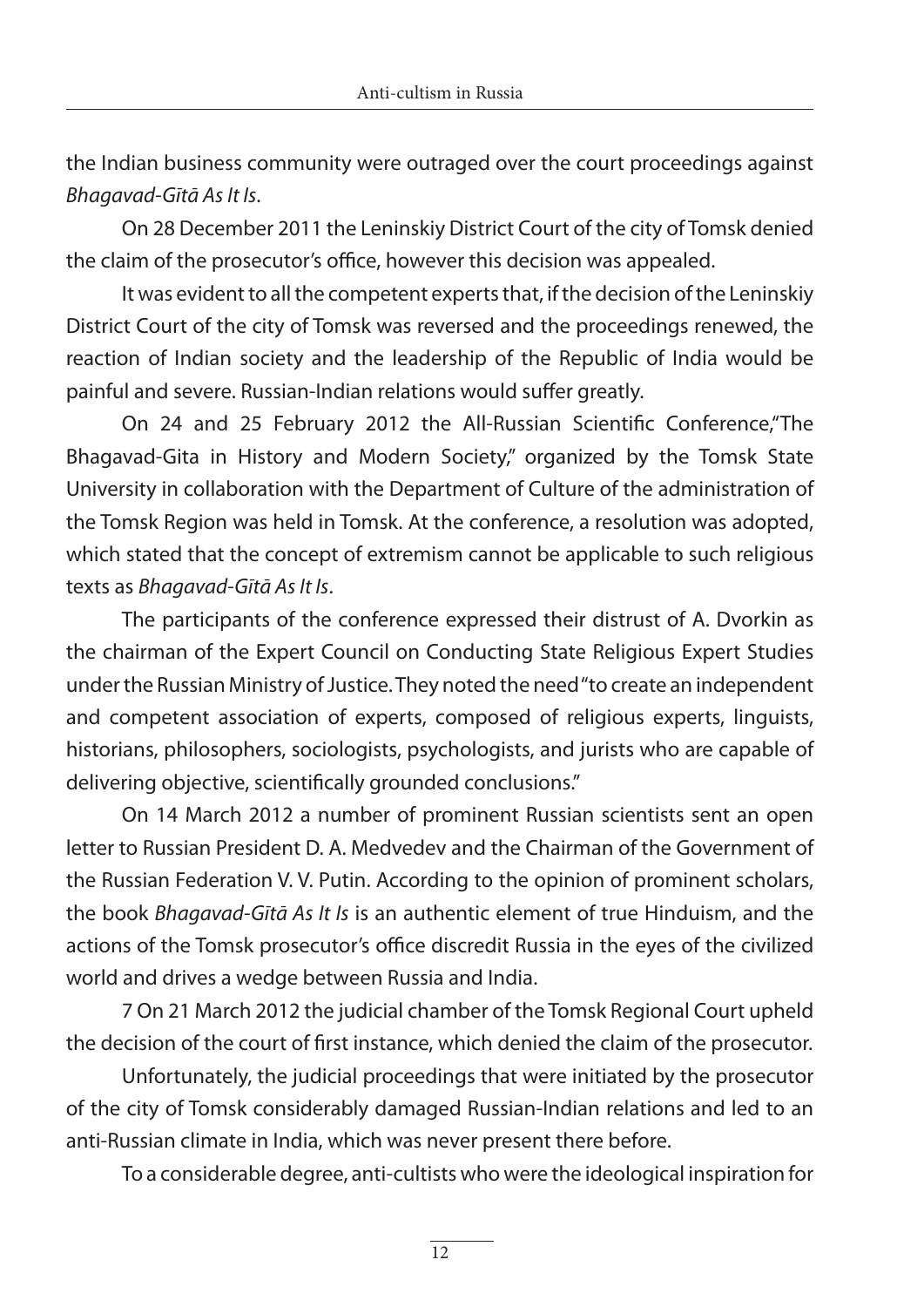the Indian business community were outraged over the court proceedings against *Bhagavad-Gītā As It Is*.

On 28 December 2011 the Leninskiy District Court of the city of Tomsk denied the claim of the prosecutor's office, however this decision was appealed.

It was evident to all the competent experts that, if the decision of the Leninskiy District Court of the city of Tomsk was reversed and the proceedings renewed, the reaction of Indian society and the leadership of the Republic of India would be painful and severe. Russian-Indian relations would suffer greatly.

On 24 and 25 February 2012 the All-Russian Scientific Conference,"The Bhagavad-Gita in History and Modern Society," organized by the Tomsk State University in collaboration with the Department of Culture of the administration of the Tomsk Region was held in Tomsk. At the conference, a resolution was adopted, which stated that the concept of extremism cannot be applicable to such religious texts as *Bhagavad-Gītā As It Is*.

The participants of the conference expressed their distrust of A. Dvorkin as the chairman of the Expert Council on Conducting State Religious Expert Studies under the Russian Ministry of Justice. They noted the need "to create an independent and competent association of experts, composed of religious experts, linguists, historians, philosophers, sociologists, psychologists, and jurists who are capable of delivering objective, scientifically grounded conclusions."

On 14 March 2012 a number of prominent Russian scientists sent an open letter to Russian President D. A. Medvedev and the Chairman of the Government of the Russian Federation V. V. Putin. According to the opinion of prominent scholars, the book *Bhagavad-Gītā As It Is* is an authentic element of true Hinduism, and the actions of the Tomsk prosecutor's office discredit Russia in the eyes of the civilized world and drives a wedge between Russia and India.

7 On 21 March 2012 the judicial chamber of the Tomsk Regional Court upheld the decision of the court of first instance, which denied the claim of the prosecutor.

Unfortunately, the judicial proceedings that were initiated by the prosecutor of the city of Tomsk considerably damaged Russian-Indian relations and led to an anti-Russian climate in India, which was never present there before.

To a considerable degree, anti-cultists who were the ideological inspiration for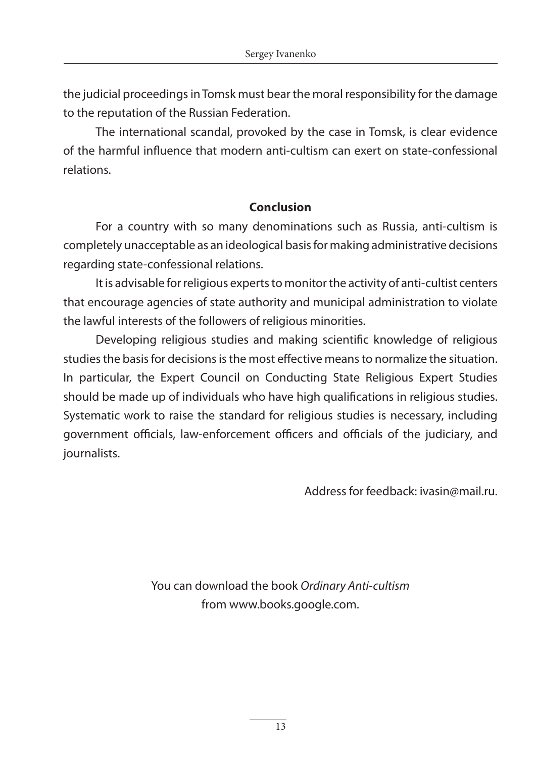the judicial proceedings in Tomsk must bear the moral responsibility for the damage to the reputation of the Russian Federation.

The international scandal, provoked by the case in Tomsk, is clear evidence of the harmful influence that modern anti-cultism can exert on state-confessional relations.

## Conclusion

For a country with so many denominations such as Russia, anti-cultism is completely unacceptable as an ideological basis for making administrative decisions regarding state-confessional relations.

It is advisable for religious experts to monitor the activity of anti-cultist centers that encourage agencies of state authority and municipal administration to violate the lawful interests of the followers of religious minorities.

Developing religious studies and making scientific knowledge of religious studies the basis for decisions is the most effective means to normalize the situation. In particular, the Expert Council on Conducting State Religious Expert Studies should be made up of individuals who have high qualifications in religious studies. Systematic work to raise the standard for religious studies is necessary, including government officials, law-enforcement officers and officials of the judiciary, and journalists.

Address for feedback: ivasin@mail.ru.

You can download the book *Ordinary Anti-cultism* from www.books.google.com.